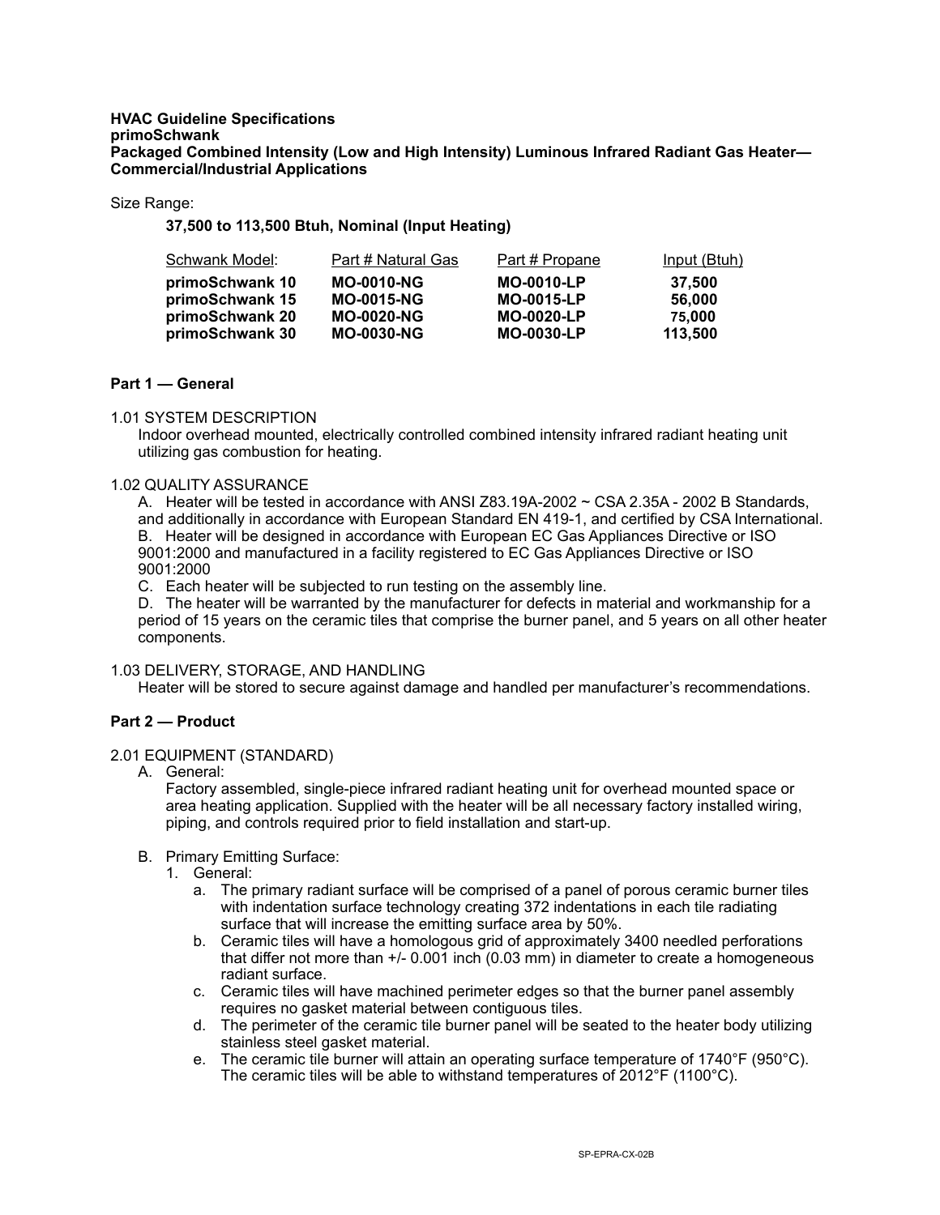**HVAC Guideline Specifications**
**primoSchwank**
**Packaged Combined Intensity (Low and High Intensity) Luminous Infrared Radiant Gas Heater— Commercial/Industrial Applications**

Size Range:

**37,500 to 113,500 Btuh, Nominal (Input Heating)**

| Schwank Model: | Part # Natural Gas | Part # Propane | Input (Btuh) |
|---|---|---|---|
| **primoSchwank 10** | **MO-0010-NG** | **MO-0010-LP** | **37,500** |
| **primoSchwank 15** | **MO-0015-NG** | **MO-0015-LP** | **56,000** |
| **primoSchwank 20** | **MO-0020-NG** | **MO-0020-LP** | **75,000** |
| **primoSchwank 30** | **MO-0030-NG** | **MO-0030-LP** | **113,500** |

## Part 1 — General

### 1.01 SYSTEM DESCRIPTION

Indoor overhead mounted, electrically controlled combined intensity infrared radiant heating unit utilizing gas combustion for heating.

### 1.02 QUALITY ASSURANCE

A. Heater will be tested in accordance with ANSI Z83.19A-2002 ~ CSA 2.35A - 2002 B Standards, and additionally in accordance with European Standard EN 419-1, and certified by CSA International.

B. Heater will be designed in accordance with European EC Gas Appliances Directive or ISO 9001:2000 and manufactured in a facility registered to EC Gas Appliances Directive or ISO 9001:2000

C. Each heater will be subjected to run testing on the assembly line.

D. The heater will be warranted by the manufacturer for defects in material and workmanship for a period of 15 years on the ceramic tiles that comprise the burner panel, and 5 years on all other heater components.

### 1.03 DELIVERY, STORAGE, AND HANDLING

Heater will be stored to secure against damage and handled per manufacturer's recommendations.

## Part 2 — Product

### 2.01 EQUIPMENT (STANDARD)

A. General:

Factory assembled, single-piece infrared radiant heating unit for overhead mounted space or area heating application. Supplied with the heater will be all necessary factory installed wiring, piping, and controls required prior to field installation and start-up.

B. Primary Emitting Surface:

1. General:
   a. The primary radiant surface will be comprised of a panel of porous ceramic burner tiles with indentation surface technology creating 372 indentations in each tile radiating surface that will increase the emitting surface area by 50%.
   b. Ceramic tiles will have a homologous grid of approximately 3400 needled perforations that differ not more than +/- 0.001 inch (0.03 mm) in diameter to create a homogeneous radiant surface.
   c. Ceramic tiles will have machined perimeter edges so that the burner panel assembly requires no gasket material between contiguous tiles.
   d. The perimeter of the ceramic tile burner panel will be seated to the heater body utilizing stainless steel gasket material.
   e. The ceramic tile burner will attain an operating surface temperature of 1740°F (950°C). The ceramic tiles will be able to withstand temperatures of 2012°F (1100°C).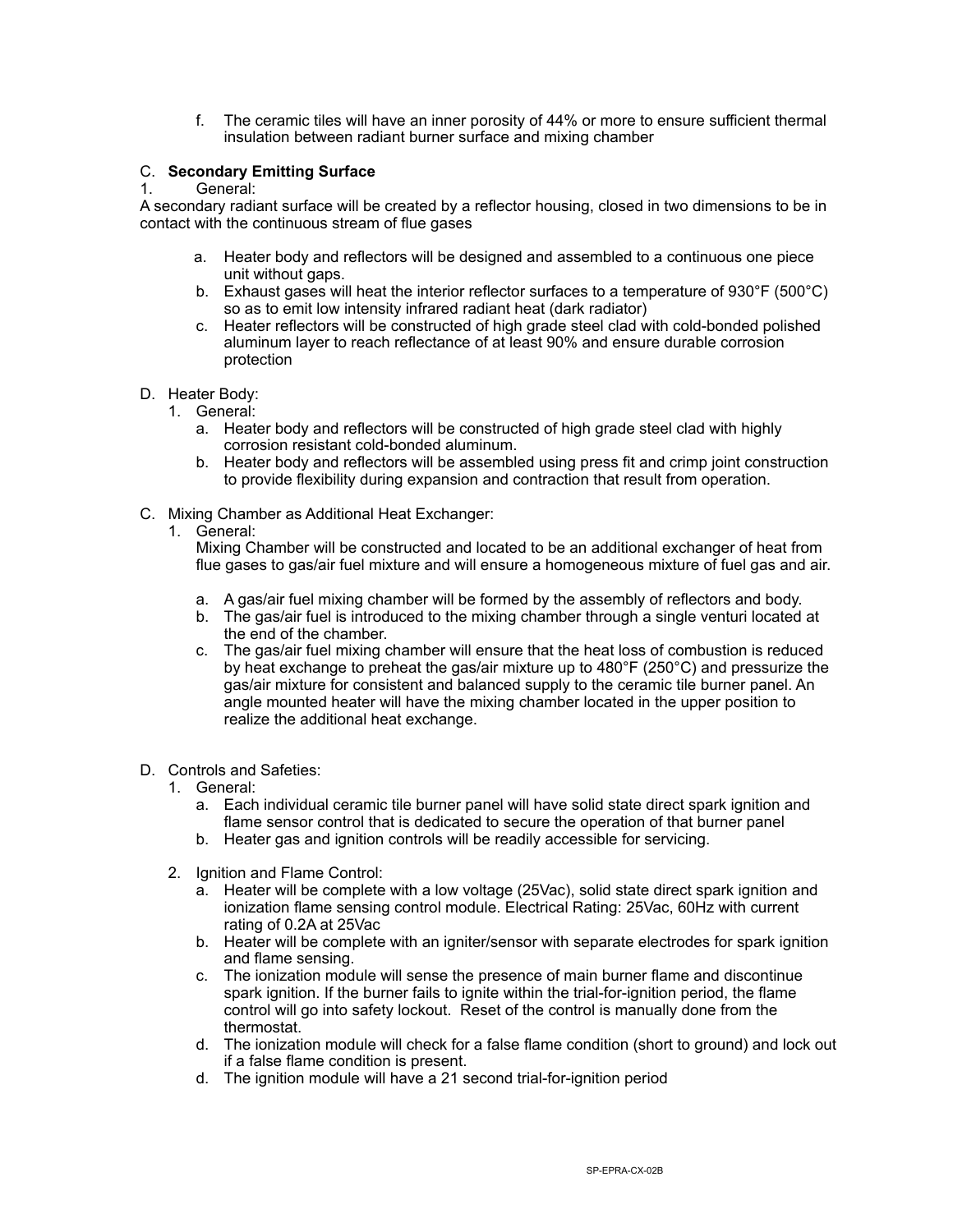f. The ceramic tiles will have an inner porosity of 44% or more to ensure sufficient thermal insulation between radiant burner surface and mixing chamber

C. **Secondary Emitting Surface**

1. General:

A secondary radiant surface will be created by a reflector housing, closed in two dimensions to be in contact with the continuous stream of flue gases

a. Heater body and reflectors will be designed and assembled to a continuous one piece unit without gaps.
b. Exhaust gases will heat the interior reflector surfaces to a temperature of 930°F (500°C) so as to emit low intensity infrared radiant heat (dark radiator)
c. Heater reflectors will be constructed of high grade steel clad with cold-bonded polished aluminum layer to reach reflectance of at least 90% and ensure durable corrosion protection

D. Heater Body:

1. General:
   a. Heater body and reflectors will be constructed of high grade steel clad with highly corrosion resistant cold-bonded aluminum.
   b. Heater body and reflectors will be assembled using press fit and crimp joint construction to provide flexibility during expansion and contraction that result from operation.

C. Mixing Chamber as Additional Heat Exchanger:

1. General:
   Mixing Chamber will be constructed and located to be an additional exchanger of heat from flue gases to gas/air fuel mixture and will ensure a homogeneous mixture of fuel gas and air.

   a. A gas/air fuel mixing chamber will be formed by the assembly of reflectors and body.
   b. The gas/air fuel is introduced to the mixing chamber through a single venturi located at the end of the chamber.
   c. The gas/air fuel mixing chamber will ensure that the heat loss of combustion is reduced by heat exchange to preheat the gas/air mixture up to 480°F (250°C) and pressurize the gas/air mixture for consistent and balanced supply to the ceramic tile burner panel. An angle mounted heater will have the mixing chamber located in the upper position to realize the additional heat exchange.

D. Controls and Safeties:

1. General:
   a. Each individual ceramic tile burner panel will have solid state direct spark ignition and flame sensor control that is dedicated to secure the operation of that burner panel
   b. Heater gas and ignition controls will be readily accessible for servicing.

2. Ignition and Flame Control:
   a. Heater will be complete with a low voltage (25Vac), solid state direct spark ignition and ionization flame sensing control module. Electrical Rating: 25Vac, 60Hz with current rating of 0.2A at 25Vac
   b. Heater will be complete with an igniter/sensor with separate electrodes for spark ignition and flame sensing.
   c. The ionization module will sense the presence of main burner flame and discontinue spark ignition. If the burner fails to ignite within the trial-for-ignition period, the flame control will go into safety lockout. Reset of the control is manually done from the thermostat.
   d. The ionization module will check for a false flame condition (short to ground) and lock out if a false flame condition is present.
   d. The ignition module will have a 21 second trial-for-ignition period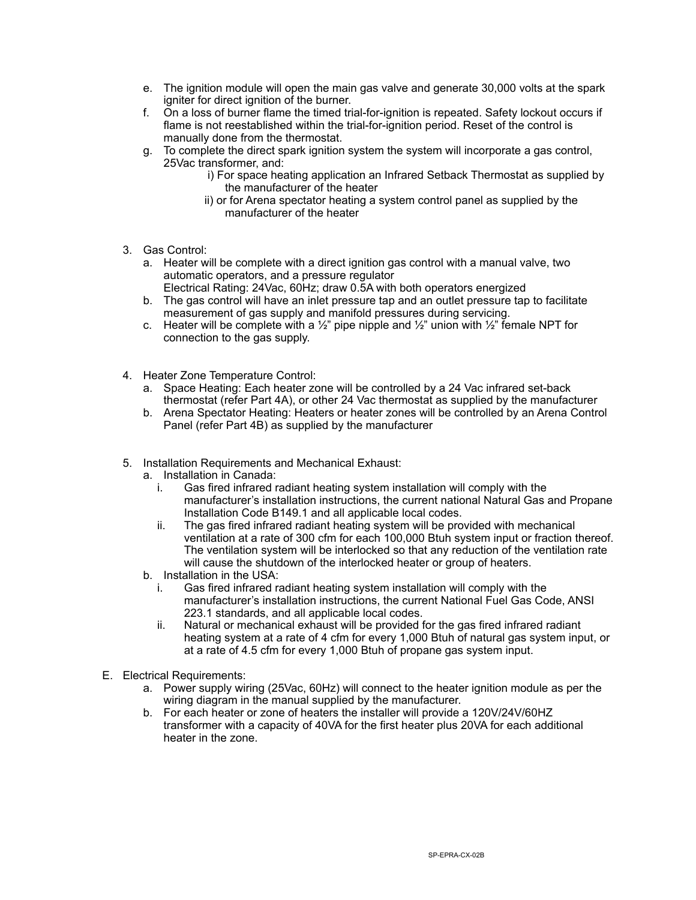e. The ignition module will open the main gas valve and generate 30,000 volts at the spark igniter for direct ignition of the burner.
f. On a loss of burner flame the timed trial-for-ignition is repeated. Safety lockout occurs if flame is not reestablished within the trial-for-ignition period. Reset of the control is manually done from the thermostat.
g. To complete the direct spark ignition system the system will incorporate a gas control, 25Vac transformer, and:
   i) For space heating application an Infrared Setback Thermostat as supplied by the manufacturer of the heater
   ii) or for Arena spectator heating a system control panel as supplied by the manufacturer of the heater

3. Gas Control:
   a. Heater will be complete with a direct ignition gas control with a manual valve, two automatic operators, and a pressure regulator
      Electrical Rating: 24Vac, 60Hz; draw 0.5A with both operators energized
   b. The gas control will have an inlet pressure tap and an outlet pressure tap to facilitate measurement of gas supply and manifold pressures during servicing.
   c. Heater will be complete with a ½" pipe nipple and ½" union with ½" female NPT for connection to the gas supply.

4. Heater Zone Temperature Control:
   a. Space Heating: Each heater zone will be controlled by a 24 Vac infrared set-back thermostat (refer Part 4A), or other 24 Vac thermostat as supplied by the manufacturer
   b. Arena Spectator Heating: Heaters or heater zones will be controlled by an Arena Control Panel (refer Part 4B) as supplied by the manufacturer

5. Installation Requirements and Mechanical Exhaust:
   a. Installation in Canada:
      i. Gas fired infrared radiant heating system installation will comply with the manufacturer's installation instructions, the current national Natural Gas and Propane Installation Code B149.1 and all applicable local codes.
      ii. The gas fired infrared radiant heating system will be provided with mechanical ventilation at a rate of 300 cfm for each 100,000 Btuh system input or fraction thereof. The ventilation system will be interlocked so that any reduction of the ventilation rate will cause the shutdown of the interlocked heater or group of heaters.
   b. Installation in the USA:
      i. Gas fired infrared radiant heating system installation will comply with the manufacturer's installation instructions, the current National Fuel Gas Code, ANSI 223.1 standards, and all applicable local codes.
      ii. Natural or mechanical exhaust will be provided for the gas fired infrared radiant heating system at a rate of 4 cfm for every 1,000 Btuh of natural gas system input, or at a rate of 4.5 cfm for every 1,000 Btuh of propane gas system input.

E. Electrical Requirements:
   a. Power supply wiring (25Vac, 60Hz) will connect to the heater ignition module as per the wiring diagram in the manual supplied by the manufacturer.
   b. For each heater or zone of heaters the installer will provide a 120V/24V/60HZ transformer with a capacity of 40VA for the first heater plus 20VA for each additional heater in the zone.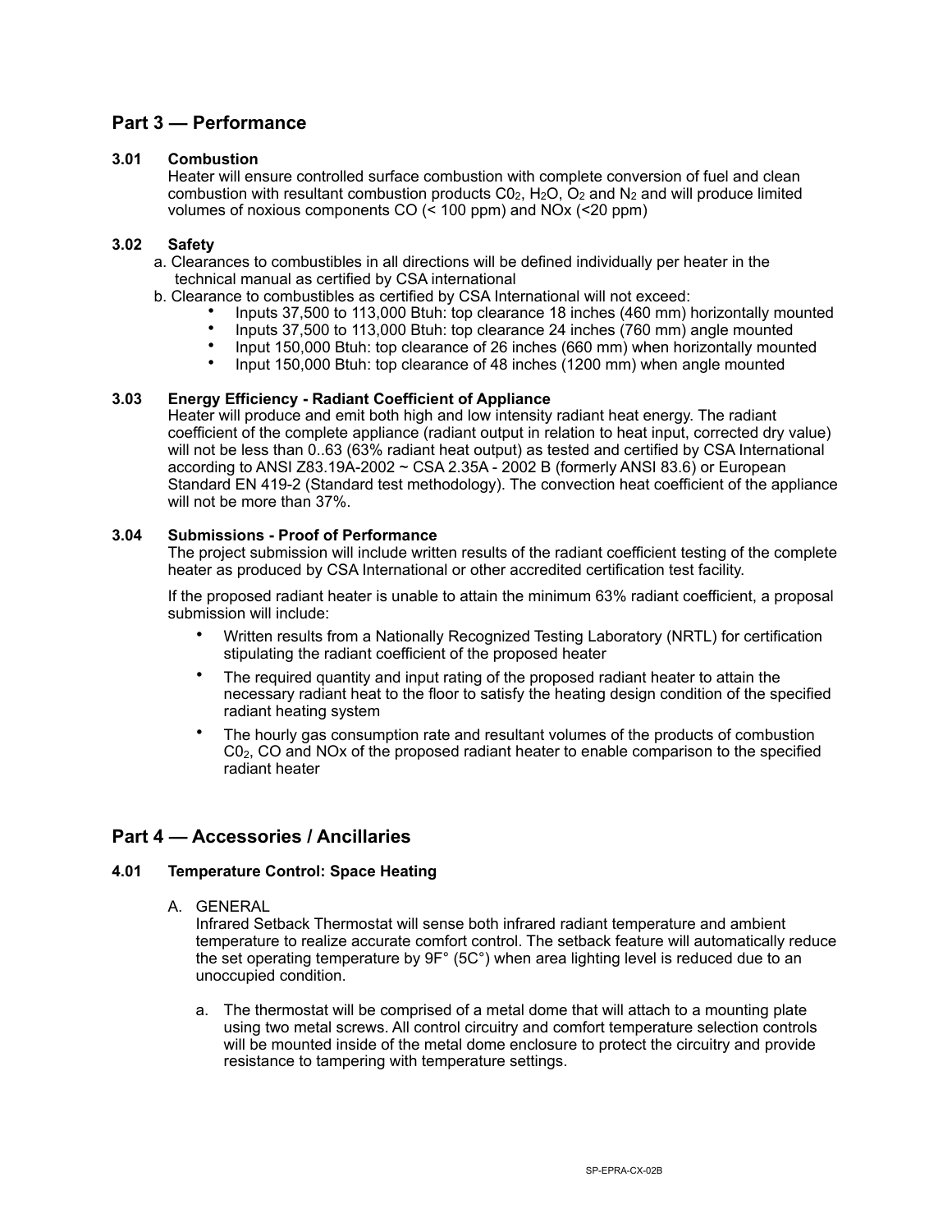## Part 3 — Performance

### 3.01 Combustion

Heater will ensure controlled surface combustion with complete conversion of fuel and clean combustion with resultant combustion products $C0_2$, $H_2O$, $O_2$ and $N_2$ and will produce limited volumes of noxious components CO (< 100 ppm) and NOx (<20 ppm)

### 3.02 Safety

a. Clearances to combustibles in all directions will be defined individually per heater in the technical manual as certified by CSA international

b. Clearance to combustibles as certified by CSA International will not exceed:

- Inputs 37,500 to 113,000 Btuh: top clearance 18 inches (460 mm) horizontally mounted
- Inputs 37,500 to 113,000 Btuh: top clearance 24 inches (760 mm) angle mounted
- Input 150,000 Btuh: top clearance of 26 inches (660 mm) when horizontally mounted
- Input 150,000 Btuh: top clearance of 48 inches (1200 mm) when angle mounted

### 3.03 Energy Efficiency - Radiant Coefficient of Appliance

Heater will produce and emit both high and low intensity radiant heat energy. The radiant coefficient of the complete appliance (radiant output in relation to heat input, corrected dry value) will not be less than 0..63 (63% radiant heat output) as tested and certified by CSA International according to ANSI Z83.19A-2002 ~ CSA 2.35A - 2002 B (formerly ANSI 83.6) or European Standard EN 419-2 (Standard test methodology). The convection heat coefficient of the appliance will not be more than 37%.

### 3.04 Submissions - Proof of Performance

The project submission will include written results of the radiant coefficient testing of the complete heater as produced by CSA International or other accredited certification test facility.

If the proposed radiant heater is unable to attain the minimum 63% radiant coefficient, a proposal submission will include:

- Written results from a Nationally Recognized Testing Laboratory (NRTL) for certification stipulating the radiant coefficient of the proposed heater
- The required quantity and input rating of the proposed radiant heater to attain the necessary radiant heat to the floor to satisfy the heating design condition of the specified radiant heating system
- The hourly gas consumption rate and resultant volumes of the products of combustion $C0_2$, CO and NOx of the proposed radiant heater to enable comparison to the specified radiant heater

## Part 4 — Accessories / Ancillaries

### 4.01 Temperature Control: Space Heating

A. GENERAL

Infrared Setback Thermostat will sense both infrared radiant temperature and ambient temperature to realize accurate comfort control. The setback feature will automatically reduce the set operating temperature by 9F° (5C°) when area lighting level is reduced due to an unoccupied condition.

a. The thermostat will be comprised of a metal dome that will attach to a mounting plate using two metal screws. All control circuitry and comfort temperature selection controls will be mounted inside of the metal dome enclosure to protect the circuitry and provide resistance to tampering with temperature settings.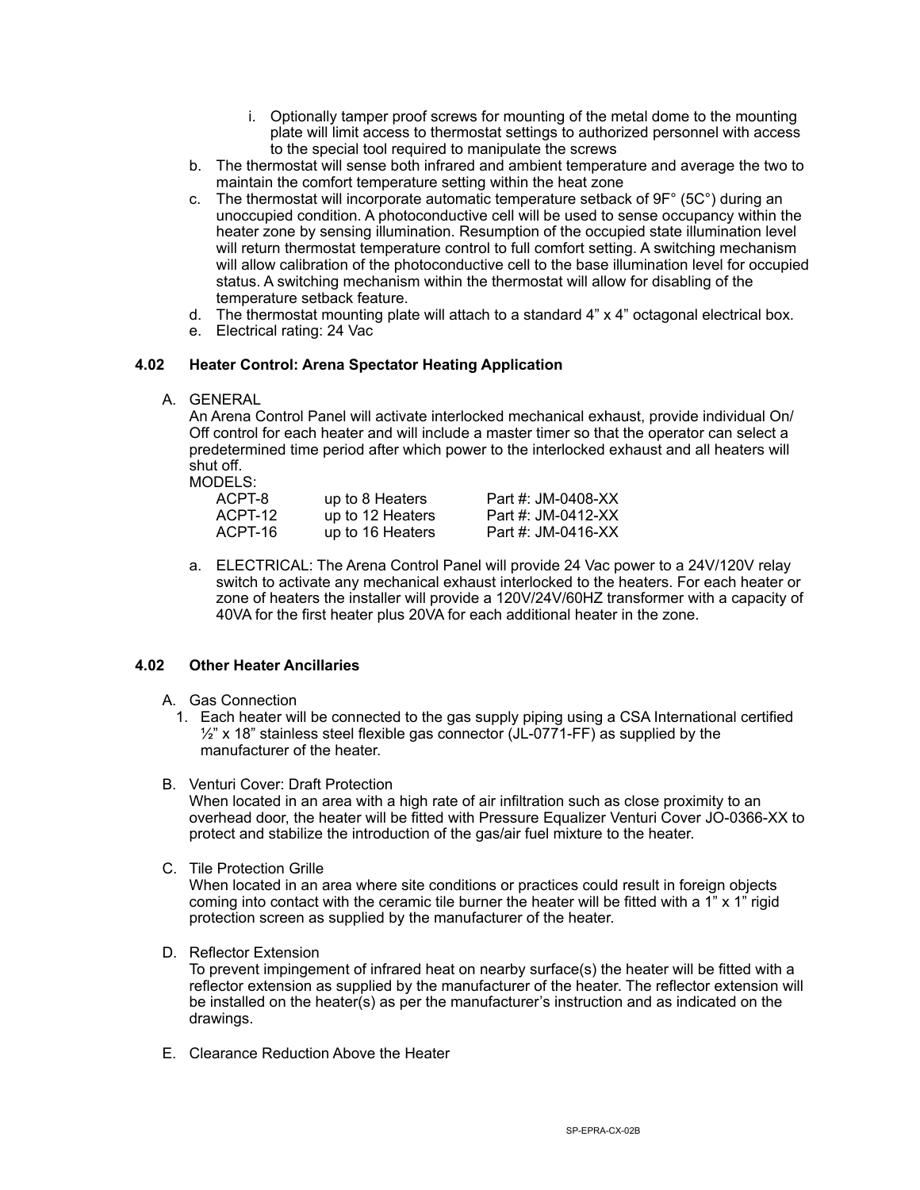i. Optionally tamper proof screws for mounting of the metal dome to the mounting plate will limit access to thermostat settings to authorized personnel with access to the special tool required to manipulate the screws

b. The thermostat will sense both infrared and ambient temperature and average the two to maintain the comfort temperature setting within the heat zone

c. The thermostat will incorporate automatic temperature setback of 9F° (5C°) during an unoccupied condition. A photoconductive cell will be used to sense occupancy within the heater zone by sensing illumination. Resumption of the occupied state illumination level will return thermostat temperature control to full comfort setting. A switching mechanism will allow calibration of the photoconductive cell to the base illumination level for occupied status. A switching mechanism within the thermostat will allow for disabling of the temperature setback feature.

d. The thermostat mounting plate will attach to a standard 4" x 4" octagonal electrical box.

e. Electrical rating: 24 Vac

### 4.02 Heater Control: Arena Spectator Heating Application

A. GENERAL

An Arena Control Panel will activate interlocked mechanical exhaust, provide individual On/Off control for each heater and will include a master timer so that the operator can select a predetermined time period after which power to the interlocked exhaust and all heaters will shut off.

MODELS:

| | | |
|---|---|---|
| ACPT-8 | up to 8 Heaters | Part #: JM-0408-XX |
| ACPT-12 | up to 12 Heaters | Part #: JM-0412-XX |
| ACPT-16 | up to 16 Heaters | Part #: JM-0416-XX |

a. ELECTRICAL: The Arena Control Panel will provide 24 Vac power to a 24V/120V relay switch to activate any mechanical exhaust interlocked to the heaters. For each heater or zone of heaters the installer will provide a 120V/24V/60HZ transformer with a capacity of 40VA for the first heater plus 20VA for each additional heater in the zone.

### 4.02 Other Heater Ancillaries

A. Gas Connection

1. Each heater will be connected to the gas supply piping using a CSA International certified ½" x 18" stainless steel flexible gas connector (JL-0771-FF) as supplied by the manufacturer of the heater.

B. Venturi Cover: Draft Protection

When located in an area with a high rate of air infiltration such as close proximity to an overhead door, the heater will be fitted with Pressure Equalizer Venturi Cover JO-0366-XX to protect and stabilize the introduction of the gas/air fuel mixture to the heater.

C. Tile Protection Grille

When located in an area where site conditions or practices could result in foreign objects coming into contact with the ceramic tile burner the heater will be fitted with a 1" x 1" rigid protection screen as supplied by the manufacturer of the heater.

D. Reflector Extension

To prevent impingement of infrared heat on nearby surface(s) the heater will be fitted with a reflector extension as supplied by the manufacturer of the heater. The reflector extension will be installed on the heater(s) as per the manufacturer's instruction and as indicated on the drawings.

E. Clearance Reduction Above the Heater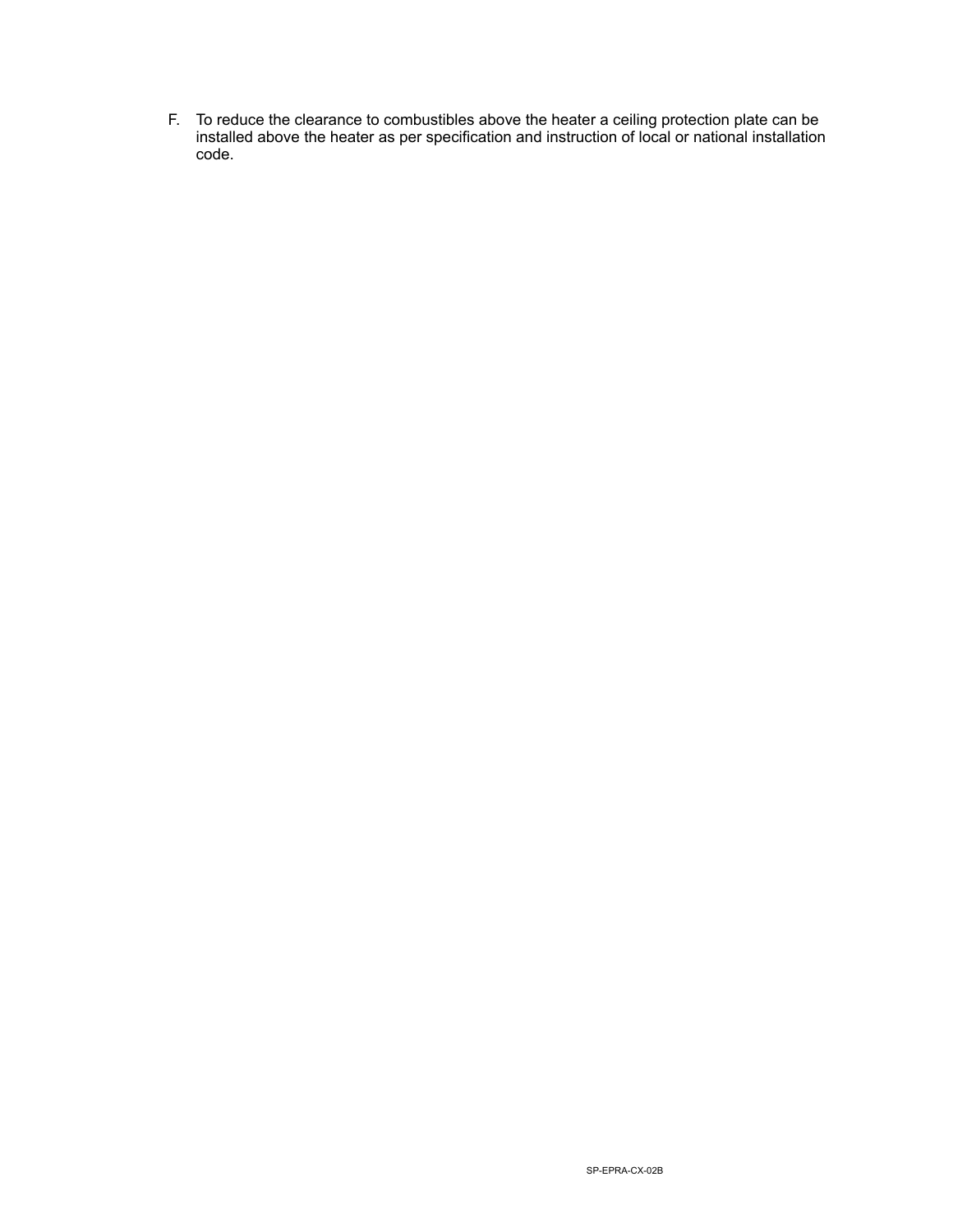F. To reduce the clearance to combustibles above the heater a ceiling protection plate can be installed above the heater as per specification and instruction of local or national installation code.